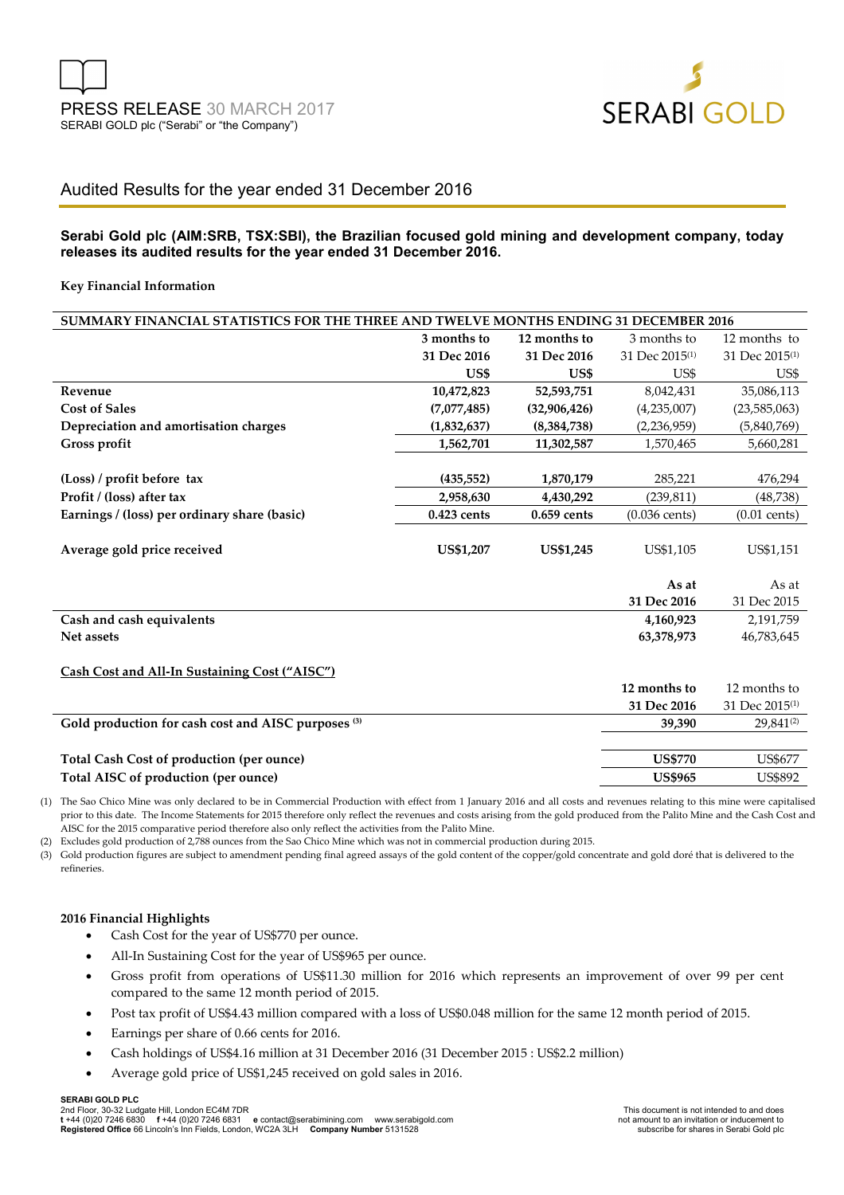PRESS RELEASE 30 MARCH 2017
SERABI GOLD plc ("Serabi" or "the Company")

SERABI GOLD

## Audited Results for the year ended 31 December 2016

**Serabi Gold plc (AIM:SRB, TSX:SBI), the Brazilian focused gold mining and development company, today releases its audited results for the year ended 31 December 2016.**

**Key Financial Information**

| SUMMARY FINANCIAL STATISTICS FOR THE THREE AND TWELVE MONTHS ENDING 31 DECEMBER 2016 | | | | |
|---|---|---|---|---|
| | **3 months to 31 Dec 2016 US$** | **12 months to 31 Dec 2016 US$** | 3 months to 31 Dec 2015(1) US$ | 12 months to 31 Dec 2015(1) US$ |
| **Revenue** | **10,472,823** | **52,593,751** | 8,042,431 | 35,086,113 |
| **Cost of Sales** | **(7,077,485)** | **(32,906,426)** | (4,235,007) | (23,585,063) |
| **Depreciation and amortisation charges** | **(1,832,637)** | **(8,384,738)** | (2,236,959) | (5,840,769) |
| **Gross profit** | **1,562,701** | **11,302,587** | 1,570,465 | 5,660,281 |
| | | | | |
| **(Loss) / profit before tax** | **(435,552)** | **1,870,179** | 285,221 | 476,294 |
| **Profit / (loss) after tax** | **2,958,630** | **4,430,292** | (239,811) | (48,738) |
| **Earnings / (loss) per ordinary share (basic)** | **0.423 cents** | **0.659 cents** | (0.036 cents) | (0.01 cents) |
| | | | | |
| **Average gold price received** | **US$1,207** | **US$1,245** | US$1,105 | US$1,151 |
| | | | | |
| | | | **As at 31 Dec 2016** | As at 31 Dec 2015 |
| **Cash and cash equivalents** | | | **4,160,923** | 2,191,759 |
| **Net assets** | | | **63,378,973** | 46,783,645 |
| | | | | |
| **Cash Cost and All-In Sustaining Cost ("AISC")** | | | | |
| | | | **12 months to 31 Dec 2016** | 12 months to 31 Dec 2015(1) |
| **Gold production for cash cost and AISC purposes (3)** | | | **39,390** | 29,841(2) |
| | | | | |
| **Total Cash Cost of production (per ounce)** | | | **US$770** | US$677 |
| **Total AISC of production (per ounce)** | | | **US$965** | US$892 |

(1) The Sao Chico Mine was only declared to be in Commercial Production with effect from 1 January 2016 and all costs and revenues relating to this mine were capitalised prior to this date. The Income Statements for 2015 therefore only reflect the revenues and costs arising from the gold produced from the Palito Mine and the Cash Cost and AISC for the 2015 comparative period therefore also only reflect the activities from the Palito Mine.

(2) Excludes gold production of 2,788 ounces from the Sao Chico Mine which was not in commercial production during 2015.

(3) Gold production figures are subject to amendment pending final agreed assays of the gold content of the copper/gold concentrate and gold doré that is delivered to the refineries.

**2016 Financial Highlights**

- Cash Cost for the year of US$770 per ounce.
- All-In Sustaining Cost for the year of US$965 per ounce.
- Gross profit from operations of US$11.30 million for 2016 which represents an improvement of over 99 per cent compared to the same 12 month period of 2015.
- Post tax profit of US$4.43 million compared with a loss of US$0.048 million for the same 12 month period of 2015.
- Earnings per share of 0.66 cents for 2016.
- Cash holdings of US$4.16 million at 31 December 2016 (31 December 2015 : US$2.2 million)
- Average gold price of US$1,245 received on gold sales in 2016.

**SERABI GOLD PLC**
2nd Floor, 30-32 Ludgate Hill, London EC4M 7DR
**t** +44 (0)20 7246 6830 **f** +44 (0)20 7246 6831 **e** contact@serabimining.com www.serabigold.com
**Registered Office** 66 Lincoln's Inn Fields, London, WC2A 3LH **Company Number** 5131528

This document is not intended to and does not amount to an invitation or inducement to subscribe for shares in Serabi Gold plc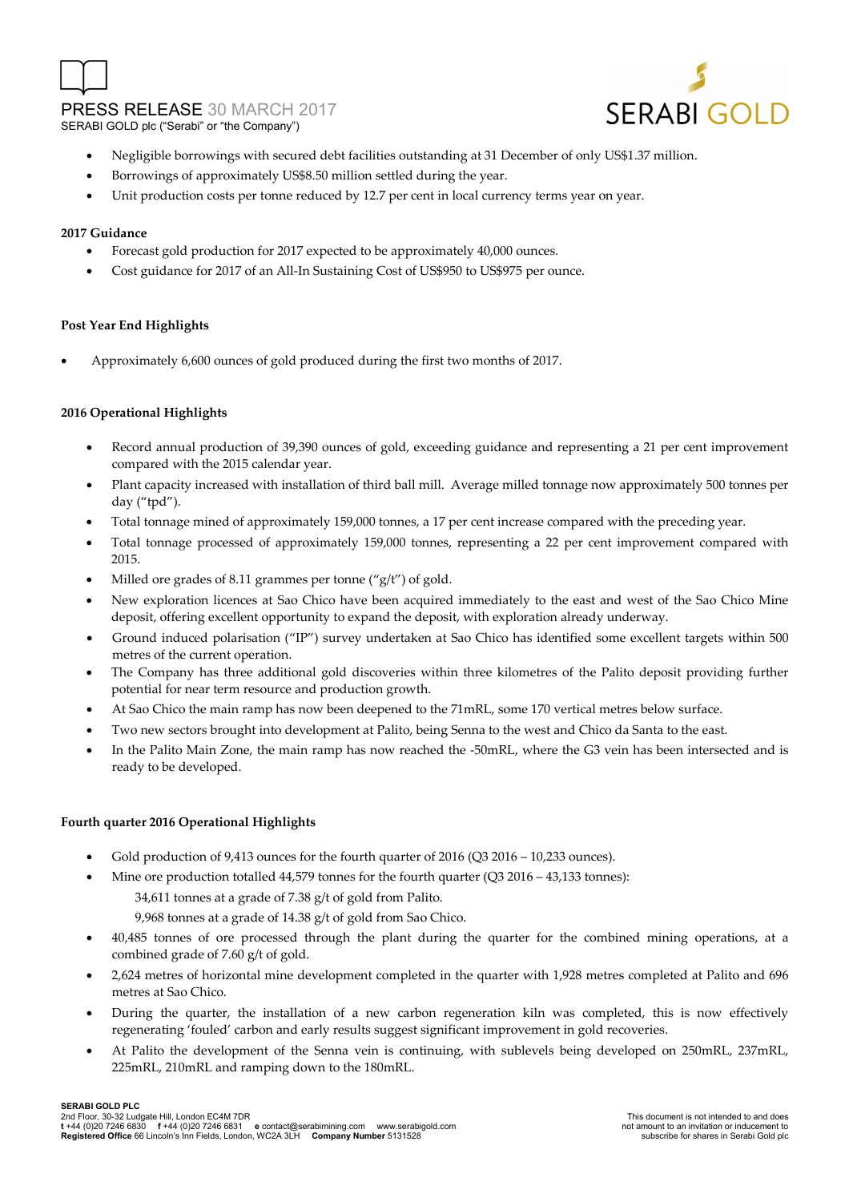- Negligible borrowings with secured debt facilities outstanding at 31 December of only US$1.37 million.
- Borrowings of approximately US$8.50 million settled during the year.
- Unit production costs per tonne reduced by 12.7 per cent in local currency terms year on year.

**2017 Guidance**

- Forecast gold production for 2017 expected to be approximately 40,000 ounces.
- Cost guidance for 2017 of an All-In Sustaining Cost of US$950 to US$975 per ounce.

**Post Year End Highlights**

- Approximately 6,600 ounces of gold produced during the first two months of 2017.

**2016 Operational Highlights**

- Record annual production of 39,390 ounces of gold, exceeding guidance and representing a 21 per cent improvement compared with the 2015 calendar year.
- Plant capacity increased with installation of third ball mill. Average milled tonnage now approximately 500 tonnes per day ("tpd").
- Total tonnage mined of approximately 159,000 tonnes, a 17 per cent increase compared with the preceding year.
- Total tonnage processed of approximately 159,000 tonnes, representing a 22 per cent improvement compared with 2015.
- Milled ore grades of 8.11 grammes per tonne ("g/t") of gold.
- New exploration licences at Sao Chico have been acquired immediately to the east and west of the Sao Chico Mine deposit, offering excellent opportunity to expand the deposit, with exploration already underway.
- Ground induced polarisation ("IP") survey undertaken at Sao Chico has identified some excellent targets within 500 metres of the current operation.
- The Company has three additional gold discoveries within three kilometres of the Palito deposit providing further potential for near term resource and production growth.
- At Sao Chico the main ramp has now been deepened to the 71mRL, some 170 vertical metres below surface.
- Two new sectors brought into development at Palito, being Senna to the west and Chico da Santa to the east.
- In the Palito Main Zone, the main ramp has now reached the -50mRL, where the G3 vein has been intersected and is ready to be developed.

**Fourth quarter 2016 Operational Highlights**

- Gold production of 9,413 ounces for the fourth quarter of 2016 (Q3 2016 – 10,233 ounces).
- Mine ore production totalled 44,579 tonnes for the fourth quarter (Q3 2016 – 43,133 tonnes):
  - 34,611 tonnes at a grade of 7.38 g/t of gold from Palito.
  - 9,968 tonnes at a grade of 14.38 g/t of gold from Sao Chico.
- 40,485 tonnes of ore processed through the plant during the quarter for the combined mining operations, at a combined grade of 7.60 g/t of gold.
- 2,624 metres of horizontal mine development completed in the quarter with 1,928 metres completed at Palito and 696 metres at Sao Chico.
- During the quarter, the installation of a new carbon regeneration kiln was completed, this is now effectively regenerating 'fouled' carbon and early results suggest significant improvement in gold recoveries.
- At Palito the development of the Senna vein is continuing, with sublevels being developed on 250mRL, 237mRL, 225mRL, 210mRL and ramping down to the 180mRL.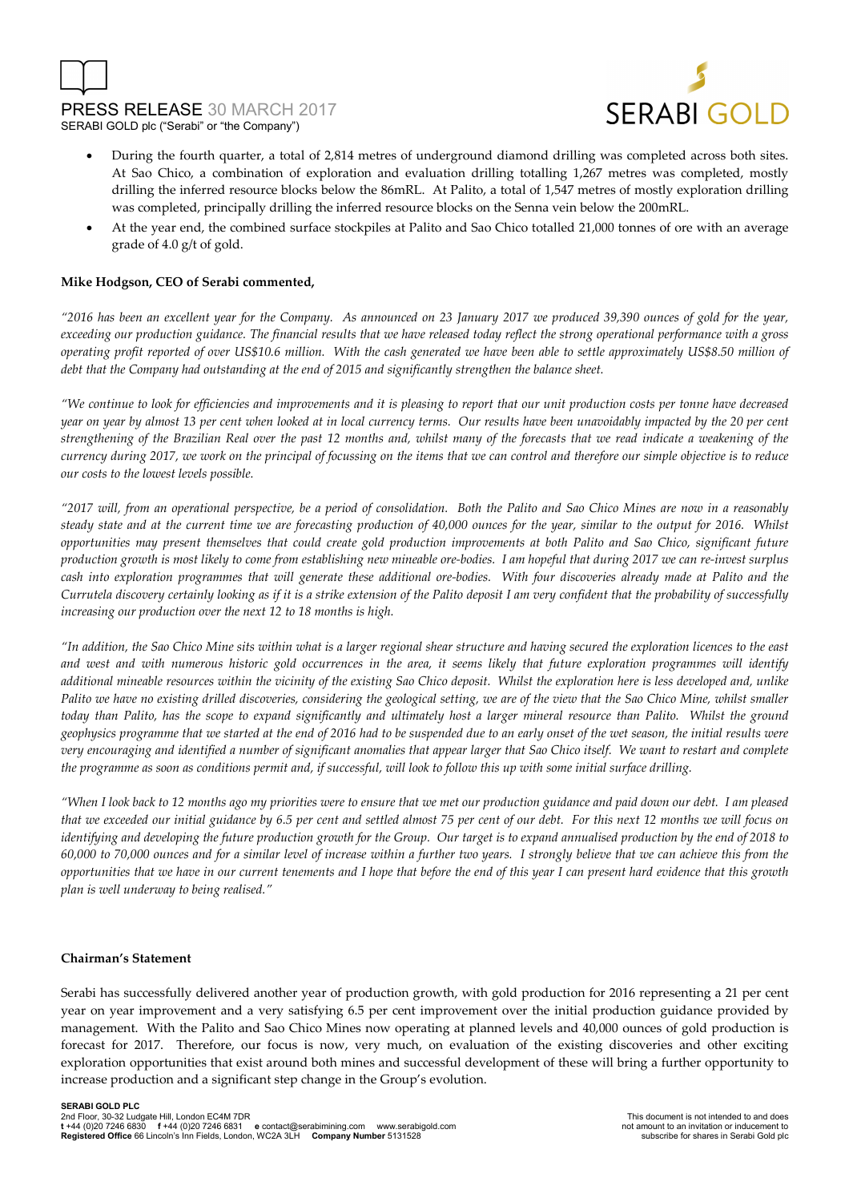- During the fourth quarter, a total of 2,814 metres of underground diamond drilling was completed across both sites. At Sao Chico, a combination of exploration and evaluation drilling totalling 1,267 metres was completed, mostly drilling the inferred resource blocks below the 86mRL. At Palito, a total of 1,547 metres of mostly exploration drilling was completed, principally drilling the inferred resource blocks on the Senna vein below the 200mRL.
- At the year end, the combined surface stockpiles at Palito and Sao Chico totalled 21,000 tonnes of ore with an average grade of 4.0 g/t of gold.

**Mike Hodgson, CEO of Serabi commented,**

*"2016 has been an excellent year for the Company. As announced on 23 January 2017 we produced 39,390 ounces of gold for the year, exceeding our production guidance. The financial results that we have released today reflect the strong operational performance with a gross operating profit reported of over US$10.6 million. With the cash generated we have been able to settle approximately US$8.50 million of debt that the Company had outstanding at the end of 2015 and significantly strengthen the balance sheet.*

*"We continue to look for efficiencies and improvements and it is pleasing to report that our unit production costs per tonne have decreased year on year by almost 13 per cent when looked at in local currency terms. Our results have been unavoidably impacted by the 20 per cent strengthening of the Brazilian Real over the past 12 months and, whilst many of the forecasts that we read indicate a weakening of the currency during 2017, we work on the principal of focussing on the items that we can control and therefore our simple objective is to reduce our costs to the lowest levels possible.*

*"2017 will, from an operational perspective, be a period of consolidation. Both the Palito and Sao Chico Mines are now in a reasonably steady state and at the current time we are forecasting production of 40,000 ounces for the year, similar to the output for 2016. Whilst opportunities may present themselves that could create gold production improvements at both Palito and Sao Chico, significant future production growth is most likely to come from establishing new mineable ore-bodies. I am hopeful that during 2017 we can re-invest surplus cash into exploration programmes that will generate these additional ore-bodies. With four discoveries already made at Palito and the Currutela discovery certainly looking as if it is a strike extension of the Palito deposit I am very confident that the probability of successfully increasing our production over the next 12 to 18 months is high.*

*"In addition, the Sao Chico Mine sits within what is a larger regional shear structure and having secured the exploration licences to the east and west and with numerous historic gold occurrences in the area, it seems likely that future exploration programmes will identify additional mineable resources within the vicinity of the existing Sao Chico deposit. Whilst the exploration here is less developed and, unlike Palito we have no existing drilled discoveries, considering the geological setting, we are of the view that the Sao Chico Mine, whilst smaller today than Palito, has the scope to expand significantly and ultimately host a larger mineral resource than Palito. Whilst the ground geophysics programme that we started at the end of 2016 had to be suspended due to an early onset of the wet season, the initial results were very encouraging and identified a number of significant anomalies that appear larger that Sao Chico itself. We want to restart and complete the programme as soon as conditions permit and, if successful, will look to follow this up with some initial surface drilling.*

*"When I look back to 12 months ago my priorities were to ensure that we met our production guidance and paid down our debt. I am pleased that we exceeded our initial guidance by 6.5 per cent and settled almost 75 per cent of our debt. For this next 12 months we will focus on identifying and developing the future production growth for the Group. Our target is to expand annualised production by the end of 2018 to 60,000 to 70,000 ounces and for a similar level of increase within a further two years. I strongly believe that we can achieve this from the opportunities that we have in our current tenements and I hope that before the end of this year I can present hard evidence that this growth plan is well underway to being realised."*

**Chairman's Statement**

Serabi has successfully delivered another year of production growth, with gold production for 2016 representing a 21 per cent year on year improvement and a very satisfying 6.5 per cent improvement over the initial production guidance provided by management. With the Palito and Sao Chico Mines now operating at planned levels and 40,000 ounces of gold production is forecast for 2017. Therefore, our focus is now, very much, on evaluation of the existing discoveries and other exciting exploration opportunities that exist around both mines and successful development of these will bring a further opportunity to increase production and a significant step change in the Group's evolution.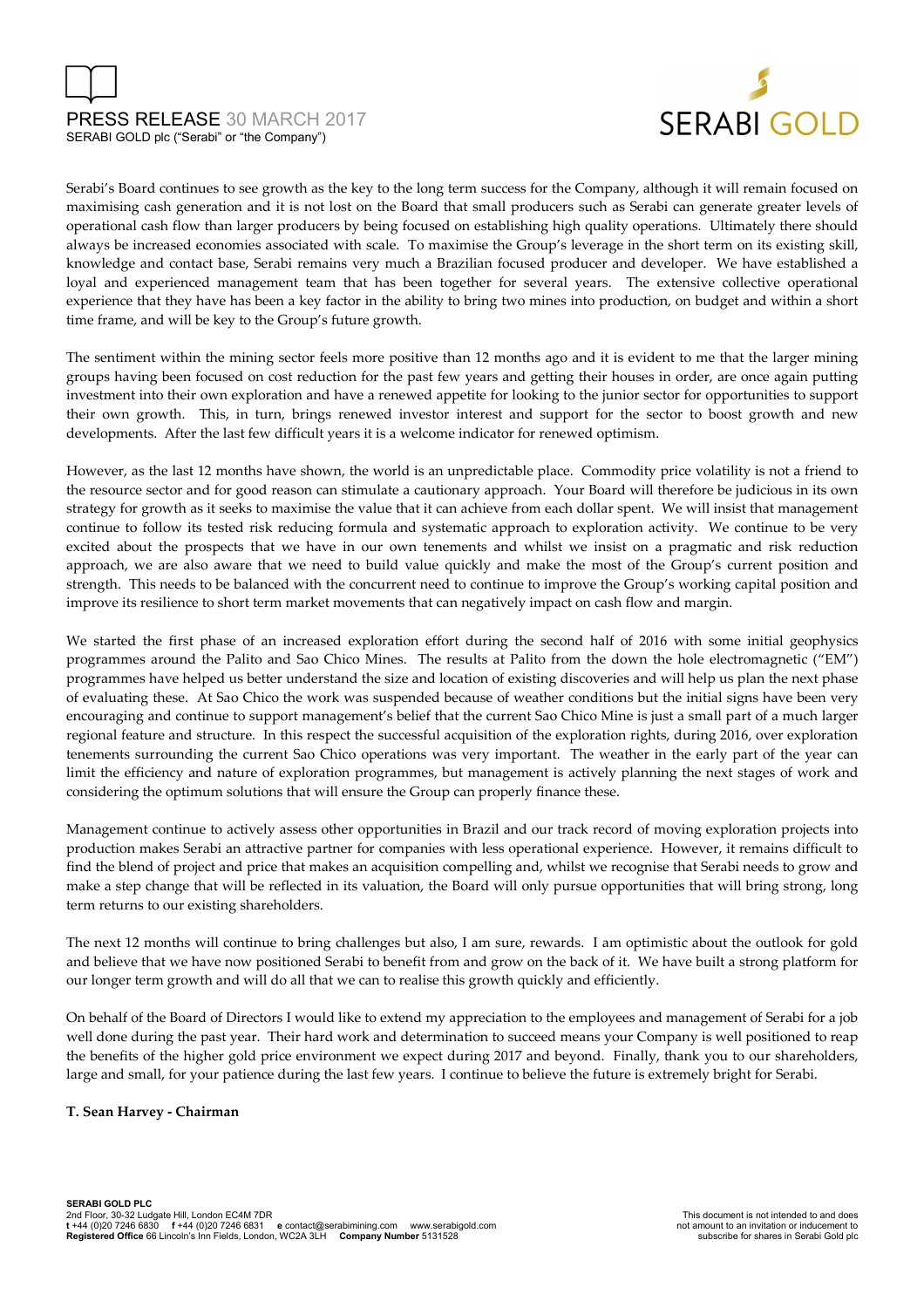Serabi's Board continues to see growth as the key to the long term success for the Company, although it will remain focused on maximising cash generation and it is not lost on the Board that small producers such as Serabi can generate greater levels of operational cash flow than larger producers by being focused on establishing high quality operations. Ultimately there should always be increased economies associated with scale. To maximise the Group's leverage in the short term on its existing skill, knowledge and contact base, Serabi remains very much a Brazilian focused producer and developer. We have established a loyal and experienced management team that has been together for several years. The extensive collective operational experience that they have has been a key factor in the ability to bring two mines into production, on budget and within a short time frame, and will be key to the Group's future growth.

The sentiment within the mining sector feels more positive than 12 months ago and it is evident to me that the larger mining groups having been focused on cost reduction for the past few years and getting their houses in order, are once again putting investment into their own exploration and have a renewed appetite for looking to the junior sector for opportunities to support their own growth. This, in turn, brings renewed investor interest and support for the sector to boost growth and new developments. After the last few difficult years it is a welcome indicator for renewed optimism.

However, as the last 12 months have shown, the world is an unpredictable place. Commodity price volatility is not a friend to the resource sector and for good reason can stimulate a cautionary approach. Your Board will therefore be judicious in its own strategy for growth as it seeks to maximise the value that it can achieve from each dollar spent. We will insist that management continue to follow its tested risk reducing formula and systematic approach to exploration activity. We continue to be very excited about the prospects that we have in our own tenements and whilst we insist on a pragmatic and risk reduction approach, we are also aware that we need to build value quickly and make the most of the Group's current position and strength. This needs to be balanced with the concurrent need to continue to improve the Group's working capital position and improve its resilience to short term market movements that can negatively impact on cash flow and margin.

We started the first phase of an increased exploration effort during the second half of 2016 with some initial geophysics programmes around the Palito and Sao Chico Mines. The results at Palito from the down the hole electromagnetic ("EM") programmes have helped us better understand the size and location of existing discoveries and will help us plan the next phase of evaluating these. At Sao Chico the work was suspended because of weather conditions but the initial signs have been very encouraging and continue to support management's belief that the current Sao Chico Mine is just a small part of a much larger regional feature and structure. In this respect the successful acquisition of the exploration rights, during 2016, over exploration tenements surrounding the current Sao Chico operations was very important. The weather in the early part of the year can limit the efficiency and nature of exploration programmes, but management is actively planning the next stages of work and considering the optimum solutions that will ensure the Group can properly finance these.

Management continue to actively assess other opportunities in Brazil and our track record of moving exploration projects into production makes Serabi an attractive partner for companies with less operational experience. However, it remains difficult to find the blend of project and price that makes an acquisition compelling and, whilst we recognise that Serabi needs to grow and make a step change that will be reflected in its valuation, the Board will only pursue opportunities that will bring strong, long term returns to our existing shareholders.

The next 12 months will continue to bring challenges but also, I am sure, rewards. I am optimistic about the outlook for gold and believe that we have now positioned Serabi to benefit from and grow on the back of it. We have built a strong platform for our longer term growth and will do all that we can to realise this growth quickly and efficiently.

On behalf of the Board of Directors I would like to extend my appreciation to the employees and management of Serabi for a job well done during the past year. Their hard work and determination to succeed means your Company is well positioned to reap the benefits of the higher gold price environment we expect during 2017 and beyond. Finally, thank you to our shareholders, large and small, for your patience during the last few years. I continue to believe the future is extremely bright for Serabi.

**T. Sean Harvey - Chairman**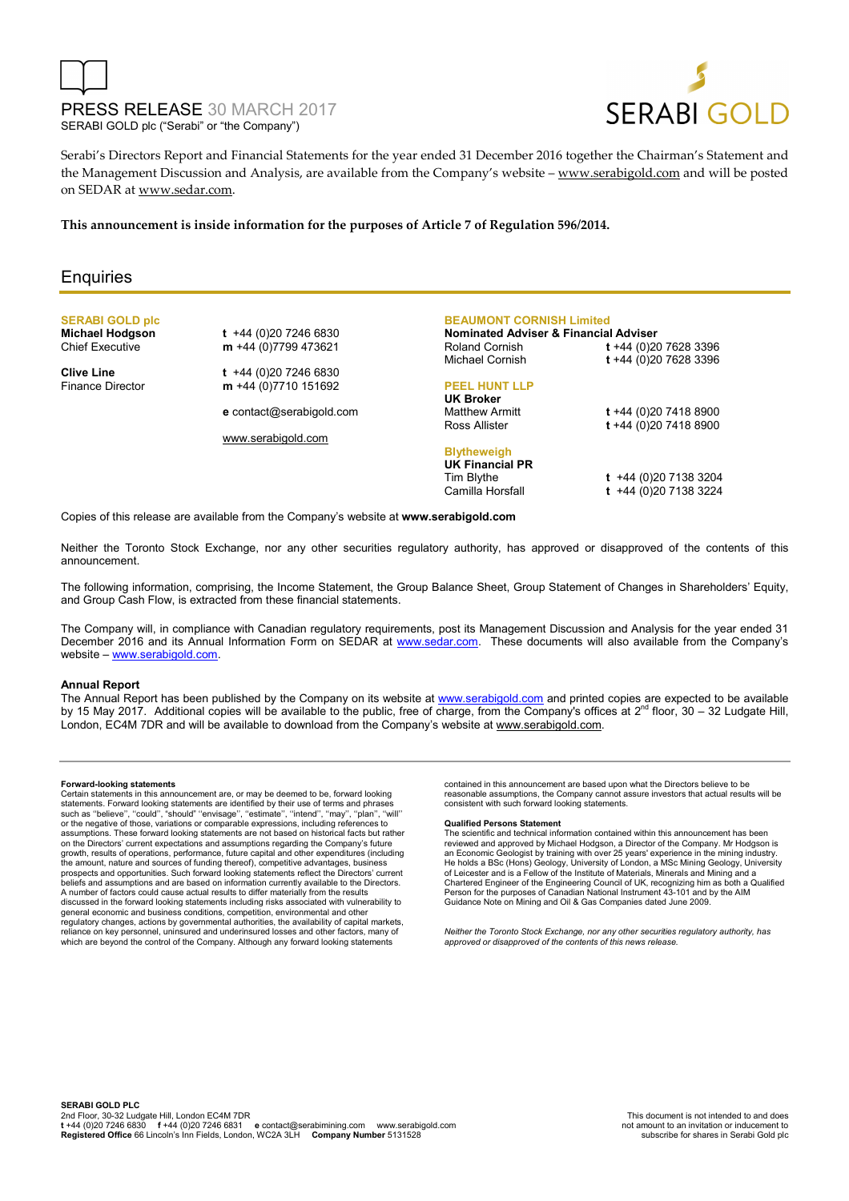# PRESS RELEASE 30 MARCH 2017

SERABI GOLD plc ("Serabi" or "the Company")

Serabi's Directors Report and Financial Statements for the year ended 31 December 2016 together the Chairman's Statement and the Management Discussion and Analysis, are available from the Company's website – www.serabigold.com and will be posted on SEDAR at www.sedar.com.

**This announcement is inside information for the purposes of Article 7 of Regulation 596/2014.**

## Enquiries

**SERABI GOLD plc**

**Michael Hodgson**
Chief Executive
**t** +44 (0)20 7246 6830
**m** +44 (0)7799 473621

**Clive Line**
Finance Director
**t** +44 (0)20 7246 6830
**m** +44 (0)7710 151692

**e** contact@serabigold.com

www.serabigold.com

**BEAUMONT CORNISH Limited**
**Nominated Adviser & Financial Adviser**
Roland Cornish **t** +44 (0)20 7628 3396
Michael Cornish **t** +44 (0)20 7628 3396

**PEEL HUNT LLP**
**UK Broker**
Matthew Armitt **t** +44 (0)20 7418 8900
Ross Allister **t** +44 (0)20 7418 8900

**Blytheweigh**
**UK Financial PR**
Tim Blythe **t** +44 (0)20 7138 3204
Camilla Horsfall **t** +44 (0)20 7138 3224

Copies of this release are available from the Company's website at **www.serabigold.com**

Neither the Toronto Stock Exchange, nor any other securities regulatory authority, has approved or disapproved of the contents of this announcement.

The following information, comprising, the Income Statement, the Group Balance Sheet, Group Statement of Changes in Shareholders' Equity, and Group Cash Flow, is extracted from these financial statements.

The Company will, in compliance with Canadian regulatory requirements, post its Management Discussion and Analysis for the year ended 31 December 2016 and its Annual Information Form on SEDAR at www.sedar.com. These documents will also available from the Company's website – www.serabigold.com.

**Annual Report**

The Annual Report has been published by the Company on its website at www.serabigold.com and printed copies are expected to be available by 15 May 2017. Additional copies will be available to the public, free of charge, from the Company's offices at 2nd floor, 30 – 32 Ludgate Hill, London, EC4M 7DR and will be available to download from the Company's website at www.serabigold.com.

**Forward-looking statements**

Certain statements in this announcement are, or may be deemed to be, forward looking statements. Forward looking statements are identified by their use of terms and phrases such as "believe", "could", "should" "envisage", "estimate", "intend", "may", "plan", "will" or the negative of those, variations or comparable expressions, including references to assumptions. These forward looking statements are not based on historical facts but rather on the Directors' current expectations and assumptions regarding the Company's future growth, results of operations, performance, future capital and other expenditures (including the amount, nature and sources of funding thereof), competitive advantages, business prospects and opportunities. Such forward looking statements reflect the Directors' current beliefs and assumptions and are based on information currently available to the Directors. A number of factors could cause actual results to differ materially from the results discussed in the forward looking statements including risks associated with vulnerability to general economic and business conditions, competition, environmental and other regulatory changes, actions by governmental authorities, the availability of capital markets, reliance on key personnel, uninsured and underinsured losses and other factors, many of which are beyond the control of the Company. Although any forward looking statements contained in this announcement are based upon what the Directors believe to be reasonable assumptions, the Company cannot assure investors that actual results will be consistent with such forward looking statements.

**Qualified Persons Statement**

The scientific and technical information contained within this announcement has been reviewed and approved by Michael Hodgson, a Director of the Company. Mr Hodgson is an Economic Geologist by training with over 25 years' experience in the mining industry. He holds a BSc (Hons) Geology, University of London, a MSc Mining Geology, University of Leicester and is a Fellow of the Institute of Materials, Minerals and Mining and a Chartered Engineer of the Engineering Council of UK, recognizing him as both a Qualified Person for the purposes of Canadian National Instrument 43-101 and by the AIM Guidance Note on Mining and Oil & Gas Companies dated June 2009.

*Neither the Toronto Stock Exchange, nor any other securities regulatory authority, has approved or disapproved of the contents of this news release.*

**SERABI GOLD PLC**
2nd Floor, 30-32 Ludgate Hill, London EC4M 7DR
**t** +44 (0)20 7246 6830 **f** +44 (0)20 7246 6831 **e** contact@serabimining.com www.serabigold.com
**Registered Office** 66 Lincoln's Inn Fields, London, WC2A 3LH **Company Number** 5131528

This document is not intended to and does not amount to an invitation or inducement to subscribe for shares in Serabi Gold plc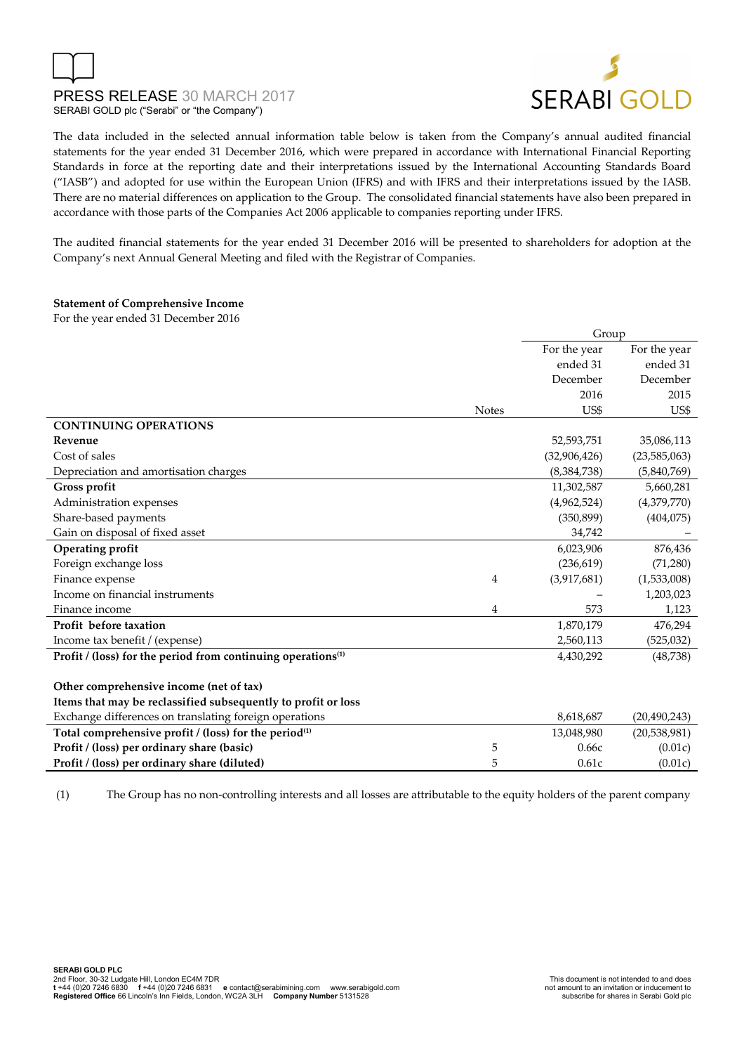The data included in the selected annual information table below is taken from the Company's annual audited financial statements for the year ended 31 December 2016, which were prepared in accordance with International Financial Reporting Standards in force at the reporting date and their interpretations issued by the International Accounting Standards Board ("IASB") and adopted for use within the European Union (IFRS) and with IFRS and their interpretations issued by the IASB. There are no material differences on application to the Group. The consolidated financial statements have also been prepared in accordance with those parts of the Companies Act 2006 applicable to companies reporting under IFRS.

The audited financial statements for the year ended 31 December 2016 will be presented to shareholders for adoption at the Company's next Annual General Meeting and filed with the Registrar of Companies.

**Statement of Comprehensive Income**
For the year ended 31 December 2016

| | | Group | |
|---|---|---|---|
| | Notes | For the year ended 31 December 2016 US$ | For the year ended 31 December 2015 US$ |
| **CONTINUING OPERATIONS** | | | |
| **Revenue** | | 52,593,751 | 35,086,113 |
| Cost of sales | | (32,906,426) | (23,585,063) |
| Depreciation and amortisation charges | | (8,384,738) | (5,840,769) |
| **Gross profit** | | 11,302,587 | 5,660,281 |
| Administration expenses | | (4,962,524) | (4,379,770) |
| Share-based payments | | (350,899) | (404,075) |
| Gain on disposal of fixed asset | | 34,742 | – |
| **Operating profit** | | 6,023,906 | 876,436 |
| Foreign exchange loss | | (236,619) | (71,280) |
| Finance expense | 4 | (3,917,681) | (1,533,008) |
| Income on financial instruments | | – | 1,203,023 |
| Finance income | 4 | 573 | 1,123 |
| **Profit before taxation** | | 1,870,179 | 476,294 |
| Income tax benefit / (expense) | | 2,560,113 | (525,032) |
| **Profit / (loss) for the period from continuing operations[1]** | | 4,430,292 | (48,738) |
| | | | |
| **Other comprehensive income (net of tax)** | | | |
| **Items that may be reclassified subsequently to profit or loss** | | | |
| Exchange differences on translating foreign operations | | 8,618,687 | (20,490,243) |
| **Total comprehensive profit / (loss) for the period[1]** | | 13,048,980 | (20,538,981) |
| **Profit / (loss) per ordinary share (basic)** | 5 | 0.66c | (0.01c) |
| **Profit / (loss) per ordinary share (diluted)** | 5 | 0.61c | (0.01c) |

(1) The Group has no non-controlling interests and all losses are attributable to the equity holders of the parent company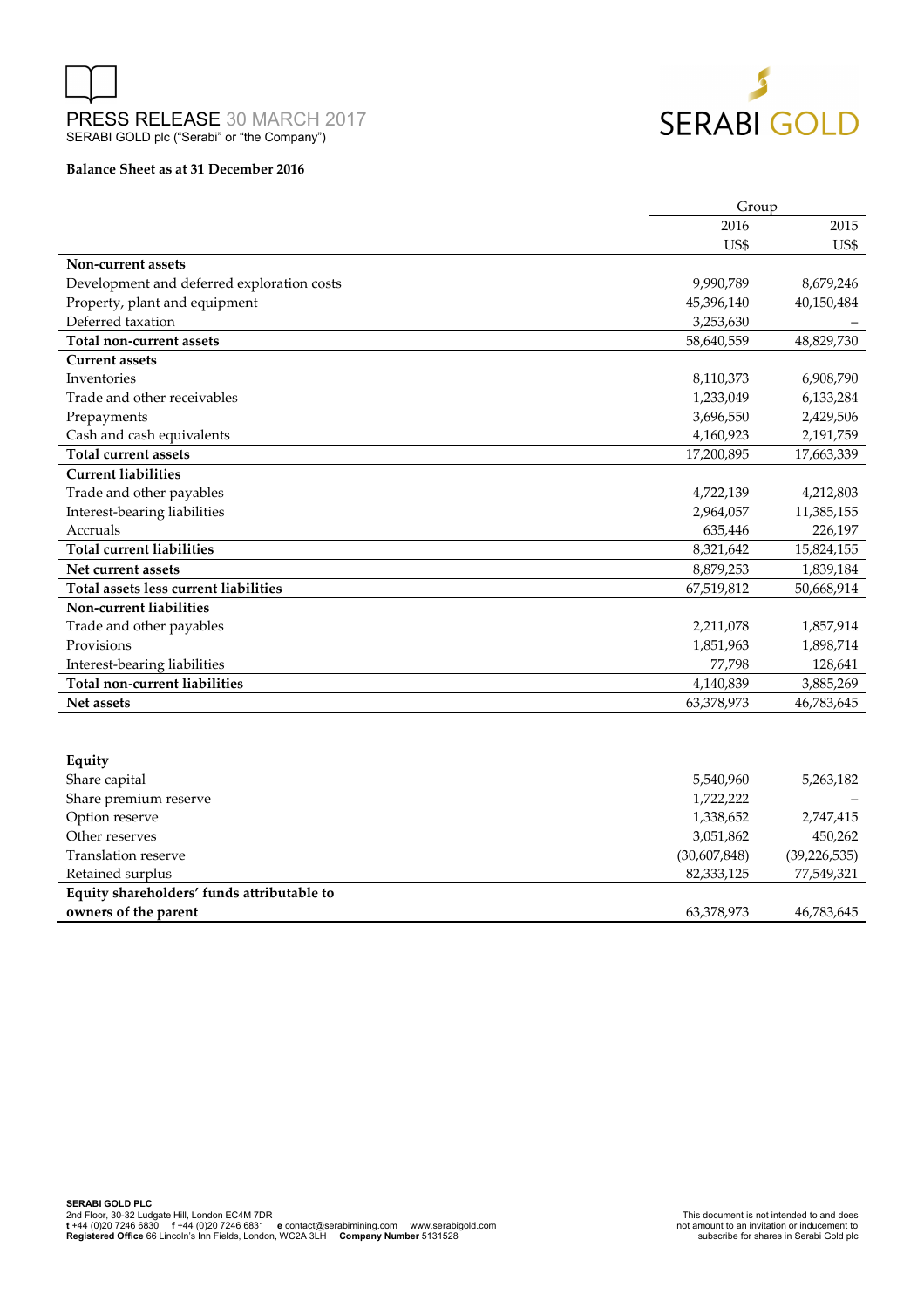PRESS RELEASE 30 MARCH 2017
SERABI GOLD plc ("Serabi" or "the Company")

**Balance Sheet as at 31 December 2016**

| | Group | |
|---|---|---|
| | 2016 | 2015 |
| | US$ | US$ |
| **Non-current assets** | | |
| Development and deferred exploration costs | 9,990,789 | 8,679,246 |
| Property, plant and equipment | 45,396,140 | 40,150,484 |
| Deferred taxation | 3,253,630 | – |
| **Total non-current assets** | 58,640,559 | 48,829,730 |
| **Current assets** | | |
| Inventories | 8,110,373 | 6,908,790 |
| Trade and other receivables | 1,233,049 | 6,133,284 |
| Prepayments | 3,696,550 | 2,429,506 |
| Cash and cash equivalents | 4,160,923 | 2,191,759 |
| **Total current assets** | 17,200,895 | 17,663,339 |
| **Current liabilities** | | |
| Trade and other payables | 4,722,139 | 4,212,803 |
| Interest-bearing liabilities | 2,964,057 | 11,385,155 |
| Accruals | 635,446 | 226,197 |
| **Total current liabilities** | 8,321,642 | 15,824,155 |
| **Net current assets** | 8,879,253 | 1,839,184 |
| **Total assets less current liabilities** | 67,519,812 | 50,668,914 |
| **Non-current liabilities** | | |
| Trade and other payables | 2,211,078 | 1,857,914 |
| Provisions | 1,851,963 | 1,898,714 |
| Interest-bearing liabilities | 77,798 | 128,641 |
| **Total non-current liabilities** | 4,140,839 | 3,885,269 |
| **Net assets** | 63,378,973 | 46,783,645 |
| | | |
| **Equity** | | |
| Share capital | 5,540,960 | 5,263,182 |
| Share premium reserve | 1,722,222 | – |
| Option reserve | 1,338,652 | 2,747,415 |
| Other reserves | 3,051,862 | 450,262 |
| Translation reserve | (30,607,848) | (39,226,535) |
| Retained surplus | 82,333,125 | 77,549,321 |
| **Equity shareholders' funds attributable to owners of the parent** | 63,378,973 | 46,783,645 |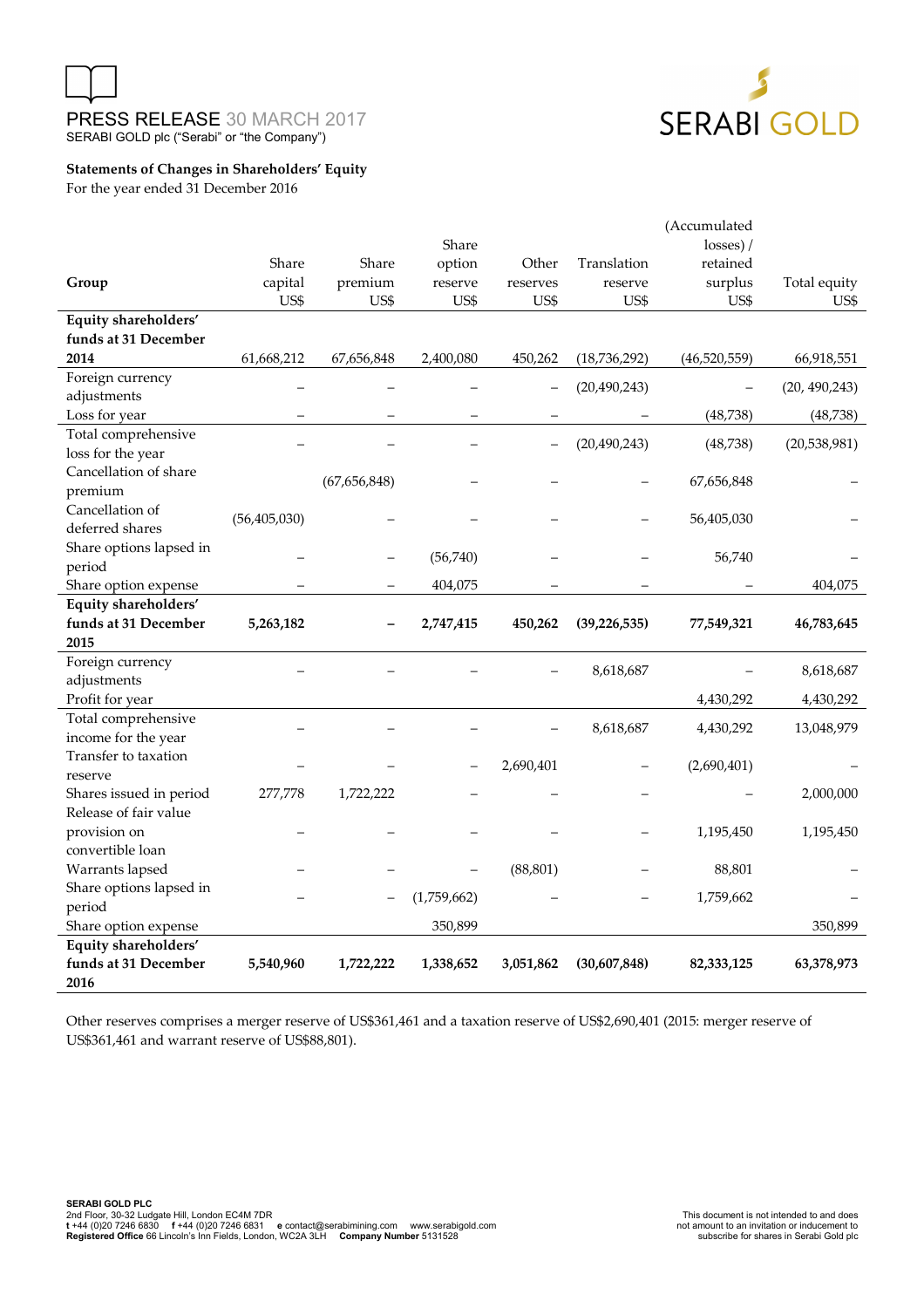PRESS RELEASE 30 MARCH 2017
SERABI GOLD plc ("Serabi" or "the Company")

**Statements of Changes in Shareholders' Equity**
For the year ended 31 December 2016

| Group | Share capital US$ | Share premium US$ | Share option reserve US$ | Other reserves US$ | Translation reserve US$ | (Accumulated losses) / retained surplus US$ | Total equity US$ |
|---|---|---|---|---|---|---|---|
| **Equity shareholders' funds at 31 December 2014** | 61,668,212 | 67,656,848 | 2,400,080 | 450,262 | (18,736,292) | (46,520,559) | 66,918,551 |
| Foreign currency adjustments | – | – | – | – | (20,490,243) | – | (20, 490,243) |
| Loss for year | – | – | – | – | – | (48,738) | (48,738) |
| Total comprehensive loss for the year | – | – | – | – | (20,490,243) | (48,738) | (20,538,981) |
| Cancellation of share premium | | (67,656,848) | – | – | – | 67,656,848 | – |
| Cancellation of deferred shares | (56,405,030) | – | – | – | – | 56,405,030 | – |
| Share options lapsed in period | – | – | (56,740) | – | – | 56,740 | – |
| Share option expense | – | – | 404,075 | – | – | – | 404,075 |
| **Equity shareholders' funds at 31 December 2015** | **5,263,182** | **–** | **2,747,415** | **450,262** | **(39,226,535)** | **77,549,321** | **46,783,645** |
| Foreign currency adjustments | – | – | – | – | 8,618,687 | – | 8,618,687 |
| Profit for year | | | | | | 4,430,292 | 4,430,292 |
| Total comprehensive income for the year | – | – | – | – | 8,618,687 | 4,430,292 | 13,048,979 |
| Transfer to taxation reserve | – | – | – | 2,690,401 | – | (2,690,401) | – |
| Shares issued in period | 277,778 | 1,722,222 | – | – | – | – | 2,000,000 |
| Release of fair value provision on convertible loan | – | – | – | – | – | 1,195,450 | 1,195,450 |
| Warrants lapsed | – | – | – | (88,801) | – | 88,801 | – |
| Share options lapsed in period | – | – | (1,759,662) | – | – | 1,759,662 | – |
| Share option expense | | | 350,899 | | | | 350,899 |
| **Equity shareholders' funds at 31 December 2016** | **5,540,960** | **1,722,222** | **1,338,652** | **3,051,862** | **(30,607,848)** | **82,333,125** | **63,378,973** |

Other reserves comprises a merger reserve of US$361,461 and a taxation reserve of US$2,690,401 (2015: merger reserve of US$361,461 and warrant reserve of US$88,801).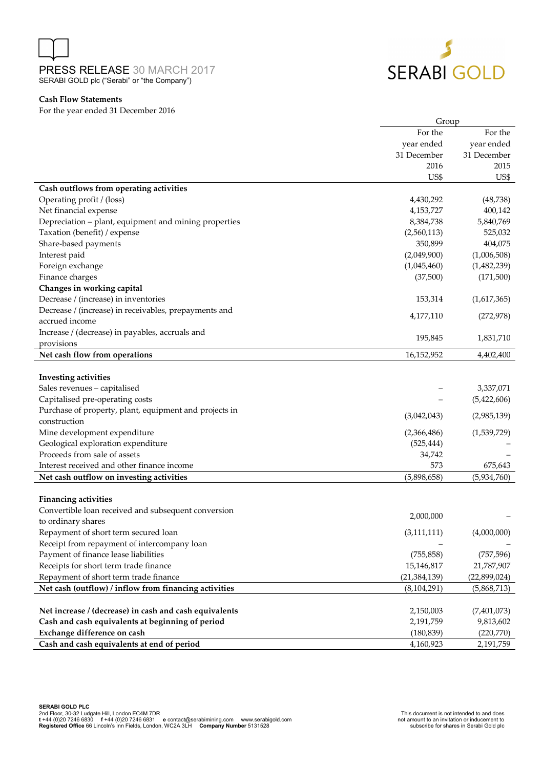PRESS RELEASE 30 MARCH 2017
SERABI GOLD plc ("Serabi" or "the Company")

**Cash Flow Statements**
For the year ended 31 December 2016

| | Group | |
|---|---|---|
| | For the year ended 31 December 2016 | For the year ended 31 December 2015 |
| | US$ | US$ |
| **Cash outflows from operating activities** | | |
| Operating profit / (loss) | 4,430,292 | (48,738) |
| Net financial expense | 4,153,727 | 400,142 |
| Depreciation – plant, equipment and mining properties | 8,384,738 | 5,840,769 |
| Taxation (benefit) / expense | (2,560,113) | 525,032 |
| Share-based payments | 350,899 | 404,075 |
| Interest paid | (2,049,900) | (1,006,508) |
| Foreign exchange | (1,045,460) | (1,482,239) |
| Finance charges | (37,500) | (171,500) |
| **Changes in working capital** | | |
| Decrease / (increase) in inventories | 153,314 | (1,617,365) |
| Decrease / (increase) in receivables, prepayments and accrued income | 4,177,110 | (272,978) |
| Increase / (decrease) in payables, accruals and provisions | 195,845 | 1,831,710 |
| **Net cash flow from operations** | 16,152,952 | 4,402,400 |
| | | |
| **Investing activities** | | |
| Sales revenues – capitalised | – | 3,337,071 |
| Capitalised pre-operating costs | – | (5,422,606) |
| Purchase of property, plant, equipment and projects in construction | (3,042,043) | (2,985,139) |
| Mine development expenditure | (2,366,486) | (1,539,729) |
| Geological exploration expenditure | (525,444) | – |
| Proceeds from sale of assets | 34,742 | – |
| Interest received and other finance income | 573 | 675,643 |
| **Net cash outflow on investing activities** | (5,898,658) | (5,934,760) |
| | | |
| **Financing activities** | | |
| Convertible loan received and subsequent conversion to ordinary shares | 2,000,000 | – |
| Repayment of short term secured loan | (3,111,111) | (4,000,000) |
| Receipt from repayment of intercompany loan | – | – |
| Payment of finance lease liabilities | (755,858) | (757,596) |
| Receipts for short term trade finance | 15,146,817 | 21,787,907 |
| Repayment of short term trade finance | (21,384,139) | (22,899,024) |
| **Net cash (outflow) / inflow from financing activities** | (8,104,291) | (5,868,713) |
| | | |
| **Net increase / (decrease) in cash and cash equivalents** | 2,150,003 | (7,401,073) |
| **Cash and cash equivalents at beginning of period** | 2,191,759 | 9,813,602 |
| **Exchange difference on cash** | (180,839) | (220,770) |
| **Cash and cash equivalents at end of period** | 4,160,923 | 2,191,759 |

**SERABI GOLD PLC**
2nd Floor, 30-32 Ludgate Hill, London EC4M 7DR
**t** +44 (0)20 7246 6830 **f** +44 (0)20 7246 6831 **e** contact@serabimining.com www.serabigold.com
**Registered Office** 66 Lincoln's Inn Fields, London, WC2A 3LH **Company Number** 5131528

This document is not intended to and does not amount to an invitation or inducement to subscribe for shares in Serabi Gold plc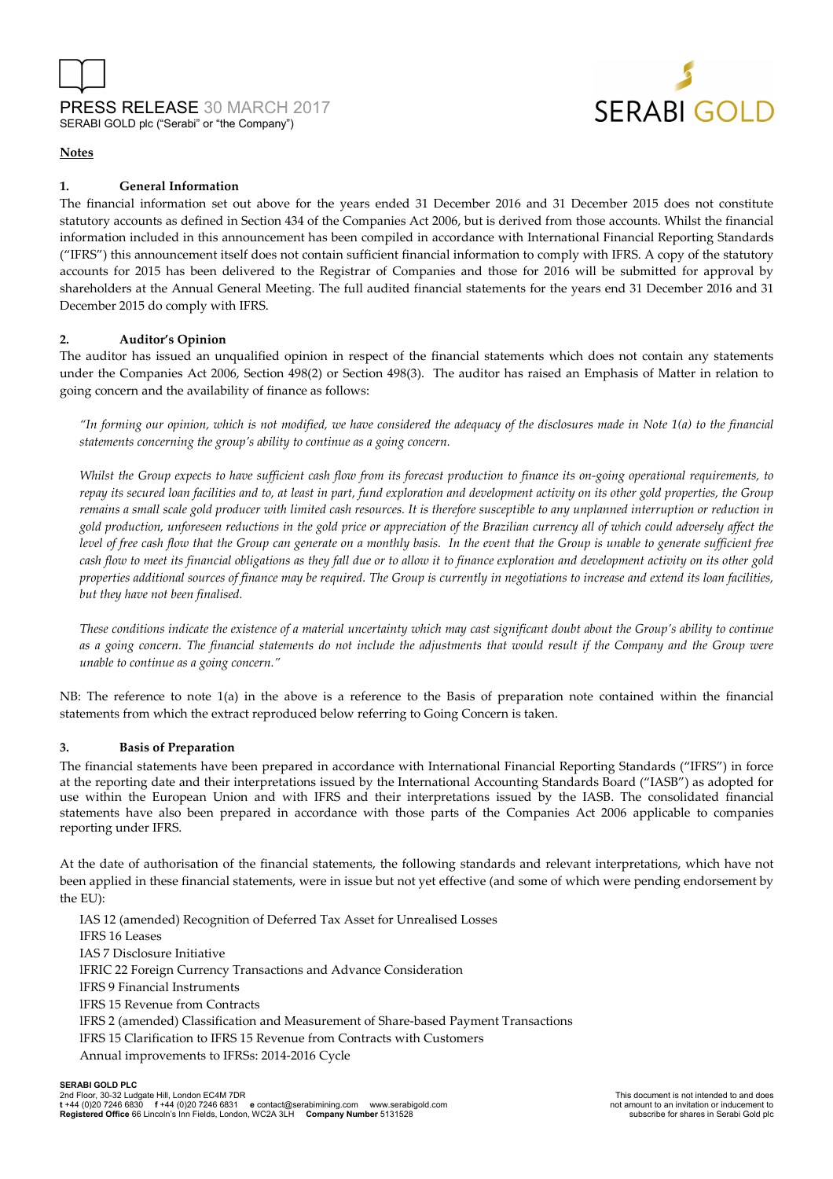**Notes**

### 1. General Information

The financial information set out above for the years ended 31 December 2016 and 31 December 2015 does not constitute statutory accounts as defined in Section 434 of the Companies Act 2006, but is derived from those accounts. Whilst the financial information included in this announcement has been compiled in accordance with International Financial Reporting Standards ("IFRS") this announcement itself does not contain sufficient financial information to comply with IFRS. A copy of the statutory accounts for 2015 has been delivered to the Registrar of Companies and those for 2016 will be submitted for approval by shareholders at the Annual General Meeting. The full audited financial statements for the years end 31 December 2016 and 31 December 2015 do comply with IFRS.

### 2. Auditor's Opinion

The auditor has issued an unqualified opinion in respect of the financial statements which does not contain any statements under the Companies Act 2006, Section 498(2) or Section 498(3). The auditor has raised an Emphasis of Matter in relation to going concern and the availability of finance as follows:

> *"In forming our opinion, which is not modified, we have considered the adequacy of the disclosures made in Note 1(a) to the financial statements concerning the group's ability to continue as a going concern.*
>
> *Whilst the Group expects to have sufficient cash flow from its forecast production to finance its on-going operational requirements, to repay its secured loan facilities and to, at least in part, fund exploration and development activity on its other gold properties, the Group remains a small scale gold producer with limited cash resources. It is therefore susceptible to any unplanned interruption or reduction in gold production, unforeseen reductions in the gold price or appreciation of the Brazilian currency all of which could adversely affect the level of free cash flow that the Group can generate on a monthly basis. In the event that the Group is unable to generate sufficient free cash flow to meet its financial obligations as they fall due or to allow it to finance exploration and development activity on its other gold properties additional sources of finance may be required. The Group is currently in negotiations to increase and extend its loan facilities, but they have not been finalised.*
>
> *These conditions indicate the existence of a material uncertainty which may cast significant doubt about the Group's ability to continue as a going concern. The financial statements do not include the adjustments that would result if the Company and the Group were unable to continue as a going concern."*

NB: The reference to note 1(a) in the above is a reference to the Basis of preparation note contained within the financial statements from which the extract reproduced below referring to Going Concern is taken.

### 3. Basis of Preparation

The financial statements have been prepared in accordance with International Financial Reporting Standards ("IFRS") in force at the reporting date and their interpretations issued by the International Accounting Standards Board ("IASB") as adopted for use within the European Union and with IFRS and their interpretations issued by the IASB. The consolidated financial statements have also been prepared in accordance with those parts of the Companies Act 2006 applicable to companies reporting under IFRS.

At the date of authorisation of the financial statements, the following standards and relevant interpretations, which have not been applied in these financial statements, were in issue but not yet effective (and some of which were pending endorsement by the EU):

- IAS 12 (amended) Recognition of Deferred Tax Asset for Unrealised Losses
- IFRS 16 Leases
- IAS 7 Disclosure Initiative
- IFRIC 22 Foreign Currency Transactions and Advance Consideration
- IFRS 9 Financial Instruments
- IFRS 15 Revenue from Contracts
- IFRS 2 (amended) Classification and Measurement of Share-based Payment Transactions
- IFRS 15 Clarification to IFRS 15 Revenue from Contracts with Customers
- Annual improvements to IFRSs: 2014-2016 Cycle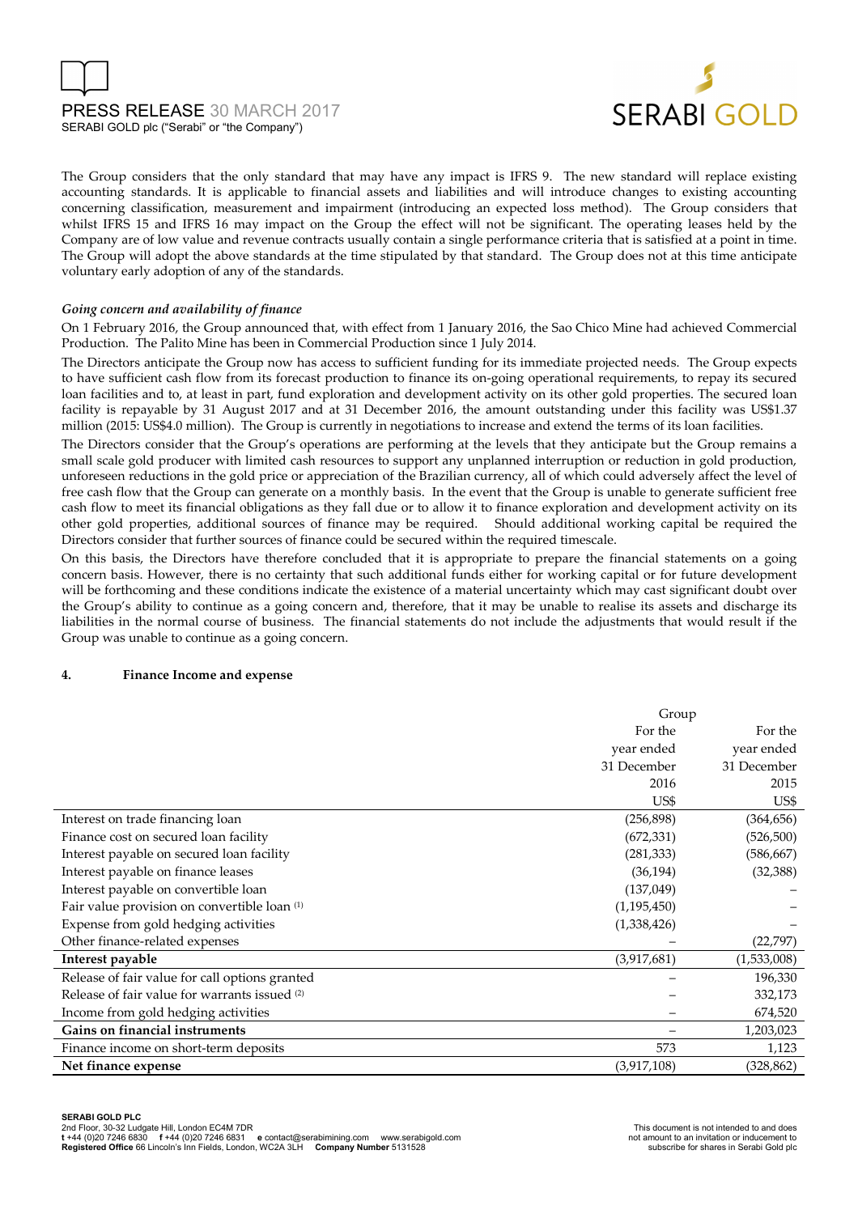The Group considers that the only standard that may have any impact is IFRS 9. The new standard will replace existing accounting standards. It is applicable to financial assets and liabilities and will introduce changes to existing accounting concerning classification, measurement and impairment (introducing an expected loss method). The Group considers that whilst IFRS 15 and IFRS 16 may impact on the Group the effect will not be significant. The operating leases held by the Company are of low value and revenue contracts usually contain a single performance criteria that is satisfied at a point in time. The Group will adopt the above standards at the time stipulated by that standard. The Group does not at this time anticipate voluntary early adoption of any of the standards.

*Going concern and availability of finance*

On 1 February 2016, the Group announced that, with effect from 1 January 2016, the Sao Chico Mine had achieved Commercial Production. The Palito Mine has been in Commercial Production since 1 July 2014.

The Directors anticipate the Group now has access to sufficient funding for its immediate projected needs. The Group expects to have sufficient cash flow from its forecast production to finance its on-going operational requirements, to repay its secured loan facilities and to, at least in part, fund exploration and development activity on its other gold properties. The secured loan facility is repayable by 31 August 2017 and at 31 December 2016, the amount outstanding under this facility was US$1.37 million (2015: US$4.0 million). The Group is currently in negotiations to increase and extend the terms of its loan facilities.

The Directors consider that the Group's operations are performing at the levels that they anticipate but the Group remains a small scale gold producer with limited cash resources to support any unplanned interruption or reduction in gold production, unforeseen reductions in the gold price or appreciation of the Brazilian currency, all of which could adversely affect the level of free cash flow that the Group can generate on a monthly basis. In the event that the Group is unable to generate sufficient free cash flow to meet its financial obligations as they fall due or to allow it to finance exploration and development activity on its other gold properties, additional sources of finance may be required. Should additional working capital be required the Directors consider that further sources of finance could be secured within the required timescale.

On this basis, the Directors have therefore concluded that it is appropriate to prepare the financial statements on a going concern basis. However, there is no certainty that such additional funds either for working capital or for future development will be forthcoming and these conditions indicate the existence of a material uncertainty which may cast significant doubt over the Group's ability to continue as a going concern and, therefore, that it may be unable to realise its assets and discharge its liabilities in the normal course of business. The financial statements do not include the adjustments that would result if the Group was unable to continue as a going concern.

## 4. Finance Income and expense

| | Group | |
|---|---|---|
| | For the year ended 31 December 2016 US$ | For the year ended 31 December 2015 US$ |
| Interest on trade financing loan | (256,898) | (364,656) |
| Finance cost on secured loan facility | (672,331) | (526,500) |
| Interest payable on secured loan facility | (281,333) | (586,667) |
| Interest payable on finance leases | (36,194) | (32,388) |
| Interest payable on convertible loan | (137,049) | – |
| Fair value provision on convertible loan (1) | (1,195,450) | – |
| Expense from gold hedging activities | (1,338,426) | – |
| Other finance-related expenses | – | (22,797) |
| **Interest payable** | (3,917,681) | (1,533,008) |
| Release of fair value for call options granted | – | 196,330 |
| Release of fair value for warrants issued (2) | – | 332,173 |
| Income from gold hedging activities | – | 674,520 |
| **Gains on financial instruments** | – | 1,203,023 |
| Finance income on short-term deposits | 573 | 1,123 |
| **Net finance expense** | (3,917,108) | (328,862) |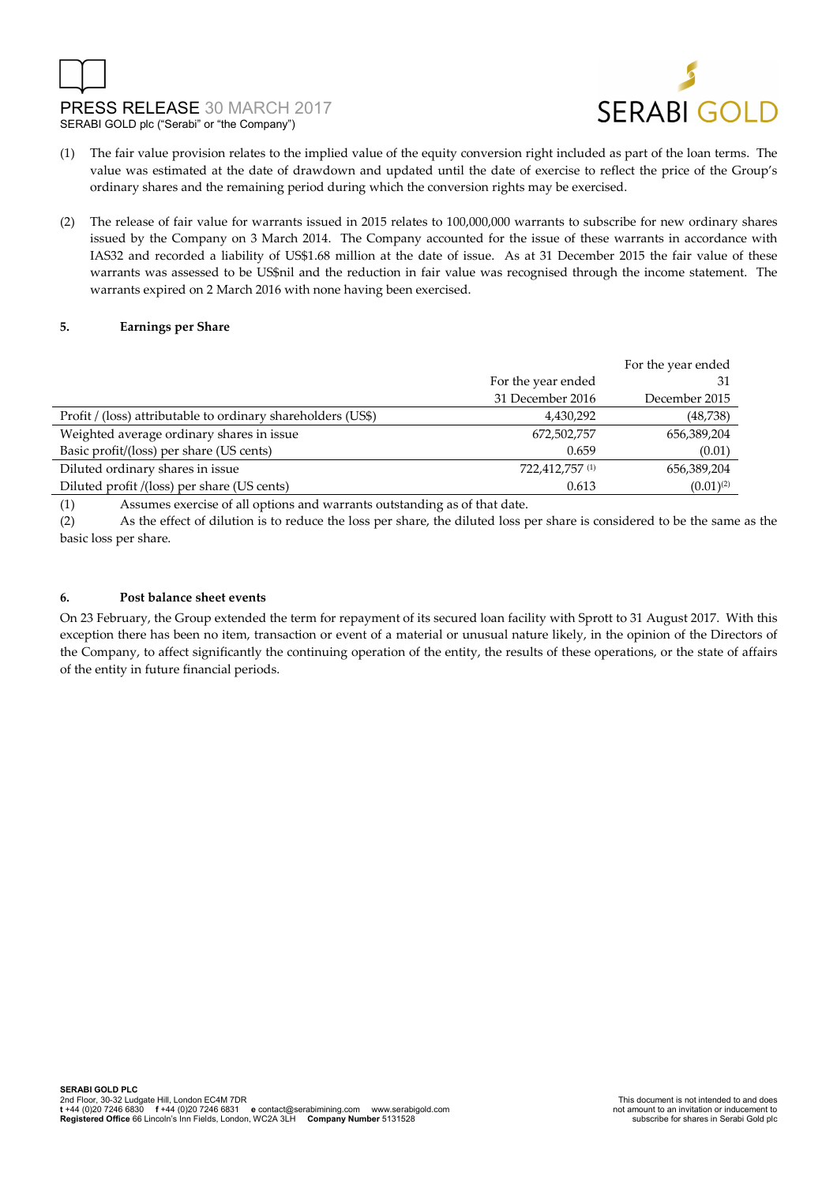(1) The fair value provision relates to the implied value of the equity conversion right included as part of the loan terms. The value was estimated at the date of drawdown and updated until the date of exercise to reflect the price of the Group's ordinary shares and the remaining period during which the conversion rights may be exercised.

(2) The release of fair value for warrants issued in 2015 relates to 100,000,000 warrants to subscribe for new ordinary shares issued by the Company on 3 March 2014. The Company accounted for the issue of these warrants in accordance with IAS32 and recorded a liability of US$1.68 million at the date of issue. As at 31 December 2015 the fair value of these warrants was assessed to be US$nil and the reduction in fair value was recognised through the income statement. The warrants expired on 2 March 2016 with none having been exercised.

## 5. Earnings per Share

| | For the year ended 31 December 2016 | For the year ended 31 December 2015 |
|---|---|---|
| Profit / (loss) attributable to ordinary shareholders (US$) | 4,430,292 | (48,738) |
| Weighted average ordinary shares in issue | 672,502,757 | 656,389,204 |
| Basic profit/(loss) per share (US cents) | 0.659 | (0.01) |
| Diluted ordinary shares in issue | 722,412,757 (1) | 656,389,204 |
| Diluted profit /(loss) per share (US cents) | 0.613 | (0.01)(2) |

(1) Assumes exercise of all options and warrants outstanding as of that date.

(2) As the effect of dilution is to reduce the loss per share, the diluted loss per share is considered to be the same as the basic loss per share.

## 6. Post balance sheet events

On 23 February, the Group extended the term for repayment of its secured loan facility with Sprott to 31 August 2017. With this exception there has been no item, transaction or event of a material or unusual nature likely, in the opinion of the Directors of the Company, to affect significantly the continuing operation of the entity, the results of these operations, or the state of affairs of the entity in future financial periods.